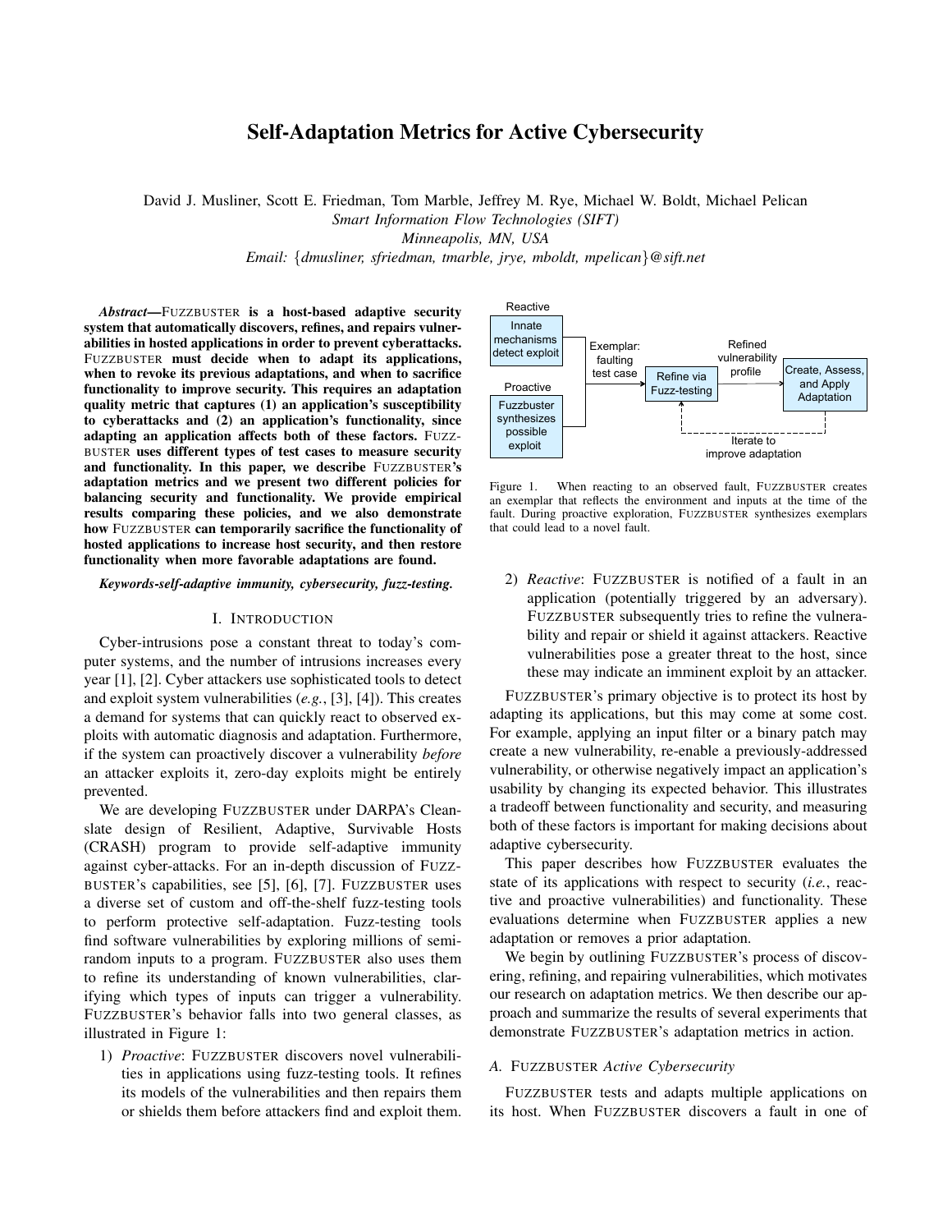# Self-Adaptation Metrics for Active Cybersecurity

David J. Musliner, Scott E. Friedman, Tom Marble, Jeffrey M. Rye, Michael W. Boldt, Michael Pelican
*Smart Information Flow Technologies (SIFT)*
*Minneapolis, MN, USA*
*Email: {dmusliner, sfriedman, tmarble, jrye, mboldt, mpelican}@sift.net*

***Abstract*—FUZZBUSTER is a host-based adaptive security system that automatically discovers, refines, and repairs vulnerabilities in hosted applications in order to prevent cyberattacks. FUZZBUSTER must decide when to adapt its applications, when to revoke its previous adaptations, and when to sacrifice functionality to improve security. This requires an adaptation quality metric that captures (1) an application's susceptibility to cyberattacks and (2) an application's functionality, since adapting an application affects both of these factors. FUZZBUSTER uses different types of test cases to measure security and functionality. In this paper, we describe FUZZBUSTER's adaptation metrics and we present two different policies for balancing security and functionality. We provide empirical results comparing these policies, and we also demonstrate how FUZZBUSTER can temporarily sacrifice the functionality of hosted applications to increase host security, and then restore functionality when more favorable adaptations are found.**

***Keywords-self-adaptive immunity, cybersecurity, fuzz-testing.***

## I. INTRODUCTION

Cyber-intrusions pose a constant threat to today's computer systems, and the number of intrusions increases every year [1], [2]. Cyber attackers use sophisticated tools to detect and exploit system vulnerabilities (*e.g.*, [3], [4]). This creates a demand for systems that can quickly react to observed exploits with automatic diagnosis and adaptation. Furthermore, if the system can proactively discover a vulnerability *before* an attacker exploits it, zero-day exploits might be entirely prevented.

We are developing FUZZBUSTER under DARPA's Clean-slate design of Resilient, Adaptive, Survivable Hosts (CRASH) program to provide self-adaptive immunity against cyber-attacks. For an in-depth discussion of FUZZBUSTER's capabilities, see [5], [6], [7]. FUZZBUSTER uses a diverse set of custom and off-the-shelf fuzz-testing tools to perform protective self-adaptation. Fuzz-testing tools find software vulnerabilities by exploring millions of semi-random inputs to a program. FUZZBUSTER also uses them to refine its understanding of known vulnerabilities, clarifying which types of inputs can trigger a vulnerability. FUZZBUSTER's behavior falls into two general classes, as illustrated in Figure 1:

1) *Proactive*: FUZZBUSTER discovers novel vulnerabilities in applications using fuzz-testing tools. It refines its models of the vulnerabilities and then repairs them or shields them before attackers find and exploit them.

Reactive
Innate mechanisms detect exploit
Proactive
Fuzzbuster synthesizes possible exploit
Exemplar: faulting test case
Refine via Fuzz-testing
Refined vulnerability profile
Create, Assess, and Apply Adaptation
Iterate to improve adaptation

Figure 1. When reacting to an observed fault, FUZZBUSTER creates an exemplar that reflects the environment and inputs at the time of the fault. During proactive exploration, FUZZBUSTER synthesizes exemplars that could lead to a novel fault.

2) *Reactive*: FUZZBUSTER is notified of a fault in an application (potentially triggered by an adversary). FUZZBUSTER subsequently tries to refine the vulnerability and repair or shield it against attackers. Reactive vulnerabilities pose a greater threat to the host, since these may indicate an imminent exploit by an attacker.

FUZZBUSTER's primary objective is to protect its host by adapting its applications, but this may come at some cost. For example, applying an input filter or a binary patch may create a new vulnerability, re-enable a previously-addressed vulnerability, or otherwise negatively impact an application's usability by changing its expected behavior. This illustrates a tradeoff between functionality and security, and measuring both of these factors is important for making decisions about adaptive cybersecurity.

This paper describes how FUZZBUSTER evaluates the state of its applications with respect to security (*i.e.*, reactive and proactive vulnerabilities) and functionality. These evaluations determine when FUZZBUSTER applies a new adaptation or removes a prior adaptation.

We begin by outlining FUZZBUSTER's process of discovering, refining, and repairing vulnerabilities, which motivates our research on adaptation metrics. We then describe our approach and summarize the results of several experiments that demonstrate FUZZBUSTER's adaptation metrics in action.

### A. FUZZBUSTER *Active Cybersecurity*

FUZZBUSTER tests and adapts multiple applications on its host. When FUZZBUSTER discovers a fault in one of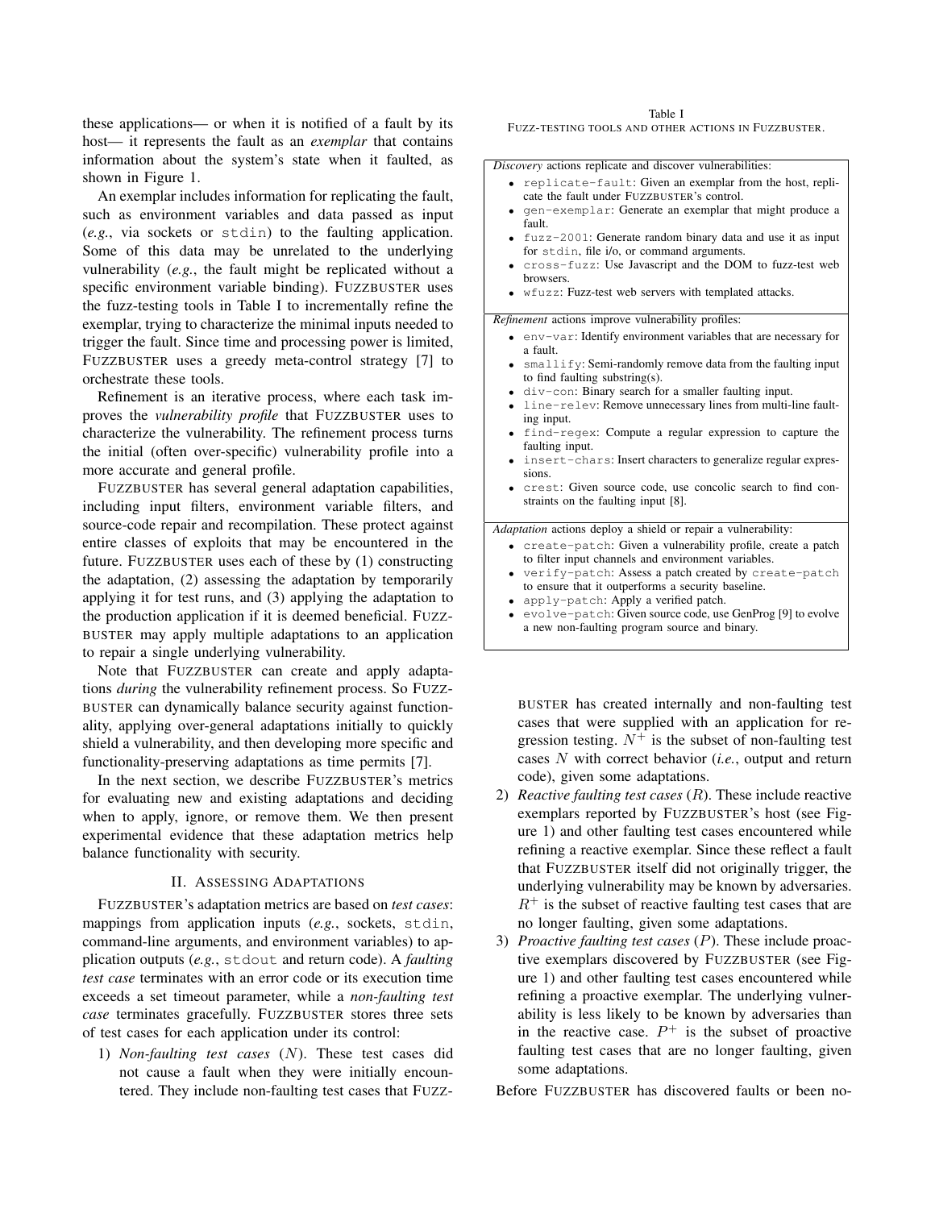these applications— or when it is notified of a fault by its host— it represents the fault as an *exemplar* that contains information about the system's state when it faulted, as shown in Figure 1.

An exemplar includes information for replicating the fault, such as environment variables and data passed as input (*e.g.*, via sockets or `stdin`) to the faulting application. Some of this data may be unrelated to the underlying vulnerability (*e.g.*, the fault might be replicated without a specific environment variable binding). FUZZBUSTER uses the fuzz-testing tools in Table I to incrementally refine the exemplar, trying to characterize the minimal inputs needed to trigger the fault. Since time and processing power is limited, FUZZBUSTER uses a greedy meta-control strategy [7] to orchestrate these tools.

Refinement is an iterative process, where each task improves the *vulnerability profile* that FUZZBUSTER uses to characterize the vulnerability. The refinement process turns the initial (often over-specific) vulnerability profile into a more accurate and general profile.

FUZZBUSTER has several general adaptation capabilities, including input filters, environment variable filters, and source-code repair and recompilation. These protect against entire classes of exploits that may be encountered in the future. FUZZBUSTER uses each of these by (1) constructing the adaptation, (2) assessing the adaptation by temporarily applying it for test runs, and (3) applying the adaptation to the production application if it is deemed beneficial. FUZZBUSTER may apply multiple adaptations to an application to repair a single underlying vulnerability.

Note that FUZZBUSTER can create and apply adaptations *during* the vulnerability refinement process. So FUZZBUSTER can dynamically balance security against functionality, applying over-general adaptations initially to quickly shield a vulnerability, and then developing more specific and functionality-preserving adaptations as time permits [7].

In the next section, we describe FUZZBUSTER's metrics for evaluating new and existing adaptations and deciding when to apply, ignore, or remove them. We then present experimental evidence that these adaptation metrics help balance functionality with security.

Table I
FUZZ-TESTING TOOLS AND OTHER ACTIONS IN FUZZBUSTER.

*Discovery* actions replicate and discover vulnerabilities:

- `replicate-fault`: Given an exemplar from the host, replicate the fault under FUZZBUSTER's control.
- `gen-exemplar`: Generate an exemplar that might produce a fault.
- `fuzz-2001`: Generate random binary data and use it as input for `stdin`, file i/o, or command arguments.
- `cross-fuzz`: Use Javascript and the DOM to fuzz-test web browsers.
- `wfuzz`: Fuzz-test web servers with templated attacks.

*Refinement* actions improve vulnerability profiles:

- `env-var`: Identify environment variables that are necessary for a fault.
- `smallify`: Semi-randomly remove data from the faulting input to find faulting substring(s).
- `div-con`: Binary search for a smaller faulting input.
- `line-relev`: Remove unnecessary lines from multi-line faulting input.
- `find-regex`: Compute a regular expression to capture the faulting input.
- `insert-chars`: Insert characters to generalize regular expressions.
- `crest`: Given source code, use concolic search to find constraints on the faulting input [8].

*Adaptation* actions deploy a shield or repair a vulnerability:

- `create-patch`: Given a vulnerability profile, create a patch to filter input channels and environment variables.
- `verify-patch`: Assess a patch created by `create-patch` to ensure that it outperforms a security baseline.
- `apply-patch`: Apply a verified patch.
- `evolve-patch`: Given source code, use GenProg [9] to evolve a new non-faulting program source and binary.

## II. ASSESSING ADAPTATIONS

FUZZBUSTER's adaptation metrics are based on *test cases*: mappings from application inputs (*e.g.*, sockets, `stdin`, command-line arguments, and environment variables) to application outputs (*e.g.*, `stdout` and return code). A *faulting test case* terminates with an error code or its execution time exceeds a set timeout parameter, while a *non-faulting test case* terminates gracefully. FUZZBUSTER stores three sets of test cases for each application under its control:

1) *Non-faulting test cases* ($N$). These test cases did not cause a fault when they were initially encountered. They include non-faulting test cases that FUZZBUSTER has created internally and non-faulting test cases that were supplied with an application for regression testing. $N^+$ is the subset of non-faulting test cases $N$ with correct behavior (*i.e.*, output and return code), given some adaptations.
2) *Reactive faulting test cases* ($R$). These include reactive exemplars reported by FUZZBUSTER's host (see Figure 1) and other faulting test cases encountered while refining a reactive exemplar. Since these reflect a fault that FUZZBUSTER itself did not originally trigger, the underlying vulnerability may be known by adversaries. $R^+$ is the subset of reactive faulting test cases that are no longer faulting, given some adaptations.
3) *Proactive faulting test cases* ($P$). These include proactive exemplars discovered by FUZZBUSTER (see Figure 1) and other faulting test cases encountered while refining a proactive exemplar. The underlying vulnerability is less likely to be known by adversaries than in the reactive case. $P^+$ is the subset of proactive faulting test cases that are no longer faulting, given some adaptations.

Before FUZZBUSTER has discovered faults or been no-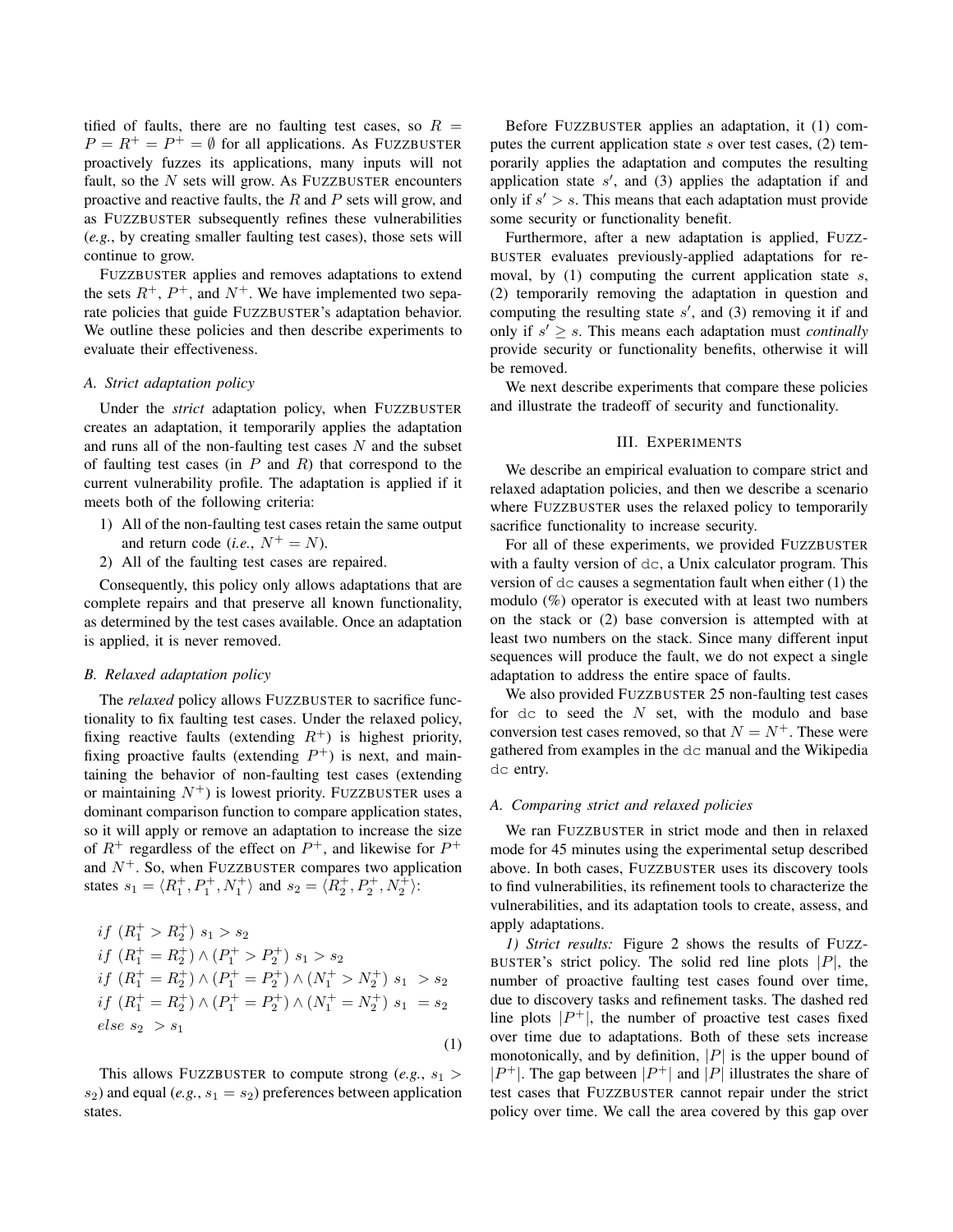tified of faults, there are no faulting test cases, so $R = P = R^+ = P^+ = \emptyset$ for all applications. As FUZZBUSTER proactively fuzzes its applications, many inputs will not fault, so the $N$ sets will grow. As FUZZBUSTER encounters proactive and reactive faults, the $R$ and $P$ sets will grow, and as FUZZBUSTER subsequently refines these vulnerabilities (*e.g.*, by creating smaller faulting test cases), those sets will continue to grow.

FUZZBUSTER applies and removes adaptations to extend the sets $R^+$, $P^+$, and $N^+$. We have implemented two separate policies that guide FUZZBUSTER's adaptation behavior. We outline these policies and then describe experiments to evaluate their effectiveness.

### A. Strict adaptation policy

Under the *strict* adaptation policy, when FUZZBUSTER creates an adaptation, it temporarily applies the adaptation and runs all of the non-faulting test cases $N$ and the subset of faulting test cases (in $P$ and $R$) that correspond to the current vulnerability profile. The adaptation is applied if it meets both of the following criteria:

1) All of the non-faulting test cases retain the same output and return code (*i.e.*, $N^+ = N$).
2) All of the faulting test cases are repaired.

Consequently, this policy only allows adaptations that are complete repairs and that preserve all known functionality, as determined by the test cases available. Once an adaptation is applied, it is never removed.

### B. Relaxed adaptation policy

The *relaxed* policy allows FUZZBUSTER to sacrifice functionality to fix faulting test cases. Under the relaxed policy, fixing reactive faults (extending $R^+$) is highest priority, fixing proactive faults (extending $P^+$) is next, and maintaining the behavior of non-faulting test cases (extending or maintaining $N^+$) is lowest priority. FUZZBUSTER uses a dominant comparison function to compare application states, so it will apply or remove an adaptation to increase the size of $R^+$ regardless of the effect on $P^+$, and likewise for $P^+$ and $N^+$. So, when FUZZBUSTER compares two application states $s_1 = \langle R_1^+, P_1^+, N_1^+ \rangle$ and $s_2 = \langle R_2^+, P_2^+, N_2^+ \rangle$:

$$
\begin{aligned}
&if\ (R_1^+ > R_2^+)\ s_1 > s_2 \\
&if\ (R_1^+ = R_2^+) \wedge (P_1^+ > P_2^+)\ s_1 > s_2 \\
&if\ (R_1^+ = R_2^+) \wedge (P_1^+ = P_2^+) \wedge (N_1^+ > N_2^+)\ s_1 > s_2 \\
&if\ (R_1^+ = R_2^+) \wedge (P_1^+ = P_2^+) \wedge (N_1^+ = N_2^+)\ s_1 = s_2 \\
&else\ s_2 > s_1
\end{aligned}
\tag{1}
$$

This allows FUZZBUSTER to compute strong (*e.g.*, $s_1 > s_2$) and equal (*e.g.*, $s_1 = s_2$) preferences between application states.

Before FUZZBUSTER applies an adaptation, it (1) computes the current application state $s$ over test cases, (2) temporarily applies the adaptation and computes the resulting application state $s'$, and (3) applies the adaptation if and only if $s' > s$. This means that each adaptation must provide some security or functionality benefit.

Furthermore, after a new adaptation is applied, FUZZBUSTER evaluates previously-applied adaptations for removal, by (1) computing the current application state $s$, (2) temporarily removing the adaptation in question and computing the resulting state $s'$, and (3) removing it if and only if $s' \geq s$. This means each adaptation must *continally* provide security or functionality benefits, otherwise it will be removed.

We next describe experiments that compare these policies and illustrate the tradeoff of security and functionality.

## III. EXPERIMENTS

We describe an empirical evaluation to compare strict and relaxed adaptation policies, and then we describe a scenario where FUZZBUSTER uses the relaxed policy to temporarily sacrifice functionality to increase security.

For all of these experiments, we provided FUZZBUSTER with a faulty version of `dc`, a Unix calculator program. This version of `dc` causes a segmentation fault when either (1) the modulo (%) operator is executed with at least two numbers on the stack or (2) base conversion is attempted with at least two numbers on the stack. Since many different input sequences will produce the fault, we do not expect a single adaptation to address the entire space of faults.

We also provided FUZZBUSTER 25 non-faulting test cases for `dc` to seed the $N$ set, with the modulo and base conversion test cases removed, so that $N = N^+$. These were gathered from examples in the `dc` manual and the Wikipedia `dc` entry.

### A. Comparing strict and relaxed policies

We ran FUZZBUSTER in strict mode and then in relaxed mode for 45 minutes using the experimental setup described above. In both cases, FUZZBUSTER uses its discovery tools to find vulnerabilities, its refinement tools to characterize the vulnerabilities, and its adaptation tools to create, assess, and apply adaptations.

*1) Strict results:* Figure 2 shows the results of FUZZBUSTER's strict policy. The solid red line plots $|P|$, the number of proactive faulting test cases found over time, due to discovery tasks and refinement tasks. The dashed red line plots $|P^+|$, the number of proactive test cases fixed over time due to adaptations. Both of these sets increase monotonically, and by definition, $|P|$ is the upper bound of $|P^+|$. The gap between $|P^+|$ and $|P|$ illustrates the share of test cases that FUZZBUSTER cannot repair under the strict policy over time. We call the area covered by this gap over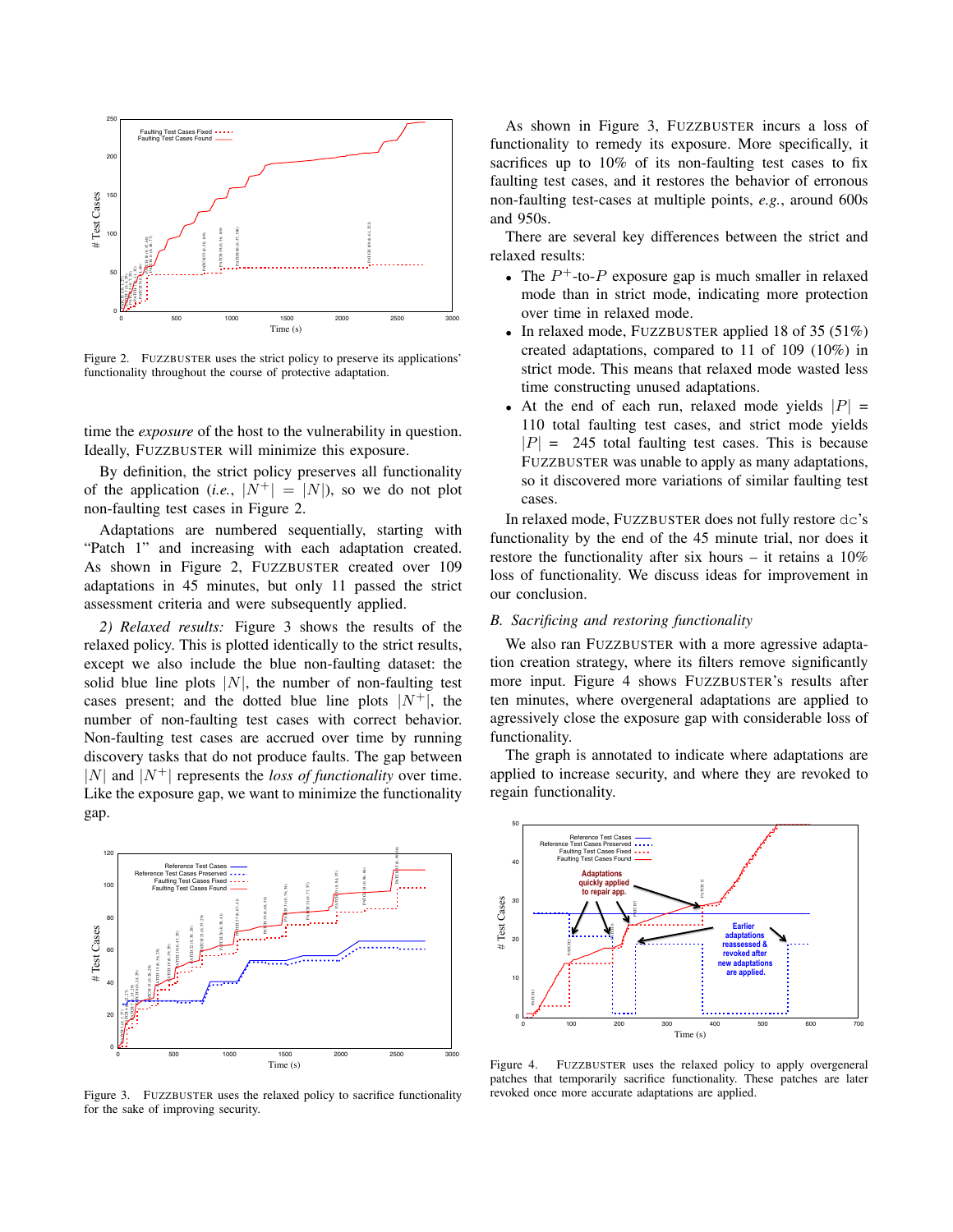Faulting Test Cases Fixed
Faulting Test Cases Found
Time (s)
# Test Cases

Figure 2. FUZZBUSTER uses the strict policy to preserve its applications' functionality throughout the course of protective adaptation.

time the *exposure* of the host to the vulnerability in question. Ideally, FUZZBUSTER will minimize this exposure.

By definition, the strict policy preserves all functionality of the application (*i.e.*, $|N^+| = |N|$), so we do not plot non-faulting test cases in Figure 2.

Adaptations are numbered sequentially, starting with "Patch 1" and increasing with each adaptation created. As shown in Figure 2, FUZZBUSTER created over 109 adaptations in 45 minutes, but only 11 passed the strict assessment criteria and were subsequently applied.

*2) Relaxed results:* Figure 3 shows the results of the relaxed policy. This is plotted identically to the strict results, except we also include the blue non-faulting dataset: the solid blue line plots $|N|$, the number of non-faulting test cases present; and the dotted blue line plots $|N^+|$, the number of non-faulting test cases with correct behavior. Non-faulting test cases are accrued over time by running discovery tasks that do not produce faults. The gap between $|N|$ and $|N^+|$ represents the *loss of functionality* over time. Like the exposure gap, we want to minimize the functionality gap.

Reference Test Cases
Reference Test Cases Preserved
Faulting Test Cases Fixed
Faulting Test Cases Found
Time (s)
# Test Cases

Figure 3. FUZZBUSTER uses the relaxed policy to sacrifice functionality for the sake of improving security.

As shown in Figure 3, FUZZBUSTER incurs a loss of functionality to remedy its exposure. More specifically, it sacrifices up to 10% of its non-faulting test cases to fix faulting test cases, and it restores the behavior of erronous non-faulting test-cases at multiple points, *e.g.*, around 600s and 950s.

There are several key differences between the strict and relaxed results:

- The $P^+$-to-$P$ exposure gap is much smaller in relaxed mode than in strict mode, indicating more protection over time in relaxed mode.
- In relaxed mode, FUZZBUSTER applied 18 of 35 (51%) created adaptations, compared to 11 of 109 (10%) in strict mode. This means that relaxed mode wasted less time constructing unused adaptations.
- At the end of each run, relaxed mode yields $|P| =$ 110 total faulting test cases, and strict mode yields $|P| =$ 245 total faulting test cases. This is because FUZZBUSTER was unable to apply as many adaptations, so it discovered more variations of similar faulting test cases.

In relaxed mode, FUZZBUSTER does not fully restore dc's functionality by the end of the 45 minute trial, nor does it restore the functionality after six hours – it retains a 10% loss of functionality. We discuss ideas for improvement in our conclusion.

### B. Sacrificing and restoring functionality

We also ran FUZZBUSTER with a more agressive adaptation creation strategy, where its filters remove significantly more input. Figure 4 shows FUZZBUSTER's results after ten minutes, where overgeneral adaptations are applied to agressively close the exposure gap with considerable loss of functionality.

The graph is annotated to indicate where adaptations are applied to increase security, and where they are revoked to regain functionality.

Reference Test Cases
Reference Test Cases Preserved
Faulting Test Cases Fixed
Faulting Test Cases Found
Adaptations quickly applied to repair app.
Earlier adaptations reassessed & revoked after new adaptations are applied.
Time (s)
# Test Cases

Figure 4. FUZZBUSTER uses the relaxed policy to apply overgeneral patches that temporarily sacrifice functionality. These patches are later revoked once more accurate adaptations are applied.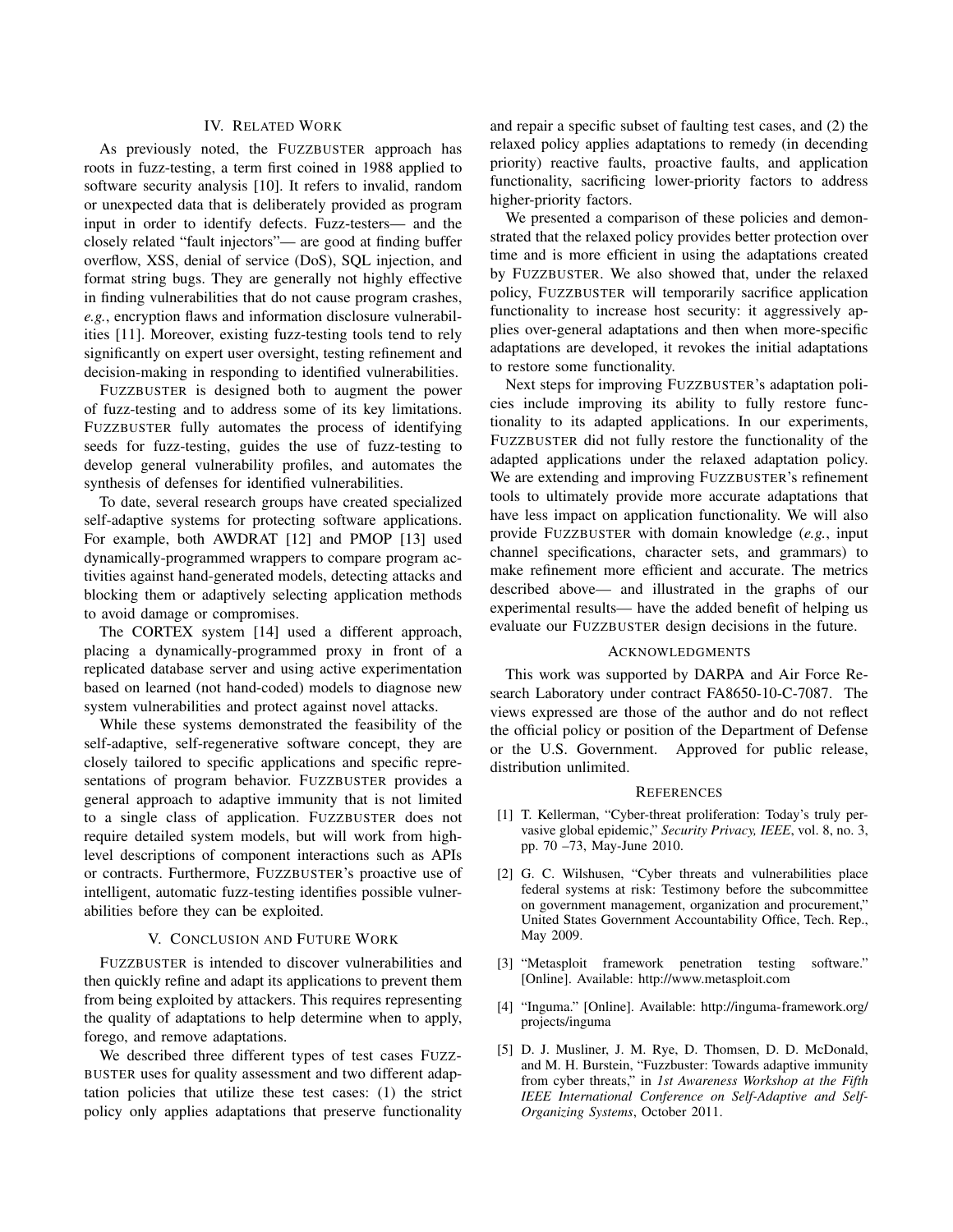## IV. Related Work

As previously noted, the FUZZBUSTER approach has roots in fuzz-testing, a term first coined in 1988 applied to software security analysis [10]. It refers to invalid, random or unexpected data that is deliberately provided as program input in order to identify defects. Fuzz-testers— and the closely related "fault injectors"— are good at finding buffer overflow, XSS, denial of service (DoS), SQL injection, and format string bugs. They are generally not highly effective in finding vulnerabilities that do not cause program crashes, *e.g.*, encryption flaws and information disclosure vulnerabilities [11]. Moreover, existing fuzz-testing tools tend to rely significantly on expert user oversight, testing refinement and decision-making in responding to identified vulnerabilities.

FUZZBUSTER is designed both to augment the power of fuzz-testing and to address some of its key limitations. FUZZBUSTER fully automates the process of identifying seeds for fuzz-testing, guides the use of fuzz-testing to develop general vulnerability profiles, and automates the synthesis of defenses for identified vulnerabilities.

To date, several research groups have created specialized self-adaptive systems for protecting software applications. For example, both AWDRAT [12] and PMOP [13] used dynamically-programmed wrappers to compare program activities against hand-generated models, detecting attacks and blocking them or adaptively selecting application methods to avoid damage or compromises.

The CORTEX system [14] used a different approach, placing a dynamically-programmed proxy in front of a replicated database server and using active experimentation based on learned (not hand-coded) models to diagnose new system vulnerabilities and protect against novel attacks.

While these systems demonstrated the feasibility of the self-adaptive, self-regenerative software concept, they are closely tailored to specific applications and specific representations of program behavior. FUZZBUSTER provides a general approach to adaptive immunity that is not limited to a single class of application. FUZZBUSTER does not require detailed system models, but will work from high-level descriptions of component interactions such as APIs or contracts. Furthermore, FUZZBUSTER's proactive use of intelligent, automatic fuzz-testing identifies possible vulnerabilities before they can be exploited.

## V. Conclusion and Future Work

FUZZBUSTER is intended to discover vulnerabilities and then quickly refine and adapt its applications to prevent them from being exploited by attackers. This requires representing the quality of adaptations to help determine when to apply, forego, and remove adaptations.

We described three different types of test cases FUZZBUSTER uses for quality assessment and two different adaptation policies that utilize these test cases: (1) the strict policy only applies adaptations that preserve functionality and repair a specific subset of faulting test cases, and (2) the relaxed policy applies adaptations to remedy (in decending priority) reactive faults, proactive faults, and application functionality, sacrificing lower-priority factors to address higher-priority factors.

We presented a comparison of these policies and demonstrated that the relaxed policy provides better protection over time and is more efficient in using the adaptations created by FUZZBUSTER. We also showed that, under the relaxed policy, FUZZBUSTER will temporarily sacrifice application functionality to increase host security: it aggressively applies over-general adaptations and then when more-specific adaptations are developed, it revokes the initial adaptations to restore some functionality.

Next steps for improving FUZZBUSTER's adaptation policies include improving its ability to fully restore functionality to its adapted applications. In our experiments, FUZZBUSTER did not fully restore the functionality of the adapted applications under the relaxed adaptation policy. We are extending and improving FUZZBUSTER's refinement tools to ultimately provide more accurate adaptations that have less impact on application functionality. We will also provide FUZZBUSTER with domain knowledge (*e.g.*, input channel specifications, character sets, and grammars) to make refinement more efficient and accurate. The metrics described above— and illustrated in the graphs of our experimental results— have the added benefit of helping us evaluate our FUZZBUSTER design decisions in the future.

## Acknowledgments

This work was supported by DARPA and Air Force Research Laboratory under contract FA8650-10-C-7087. The views expressed are those of the author and do not reflect the official policy or position of the Department of Defense or the U.S. Government. Approved for public release, distribution unlimited.

## References

[1] T. Kellerman, "Cyber-threat proliferation: Today's truly pervasive global epidemic," *Security Privacy, IEEE*, vol. 8, no. 3, pp. 70 –73, May-June 2010.

[2] G. C. Wilshusen, "Cyber threats and vulnerabilities place federal systems at risk: Testimony before the subcommittee on government management, organization and procurement," United States Government Accountability Office, Tech. Rep., May 2009.

[3] "Metasploit framework penetration testing software." [Online]. Available: http://www.metasploit.com

[4] "Inguma." [Online]. Available: http://inguma-framework.org/projects/inguma

[5] D. J. Musliner, J. M. Rye, D. Thomsen, D. D. McDonald, and M. H. Burstein, "Fuzzbuster: Towards adaptive immunity from cyber threats," in *1st Awareness Workshop at the Fifth IEEE International Conference on Self-Adaptive and Self-Organizing Systems*, October 2011.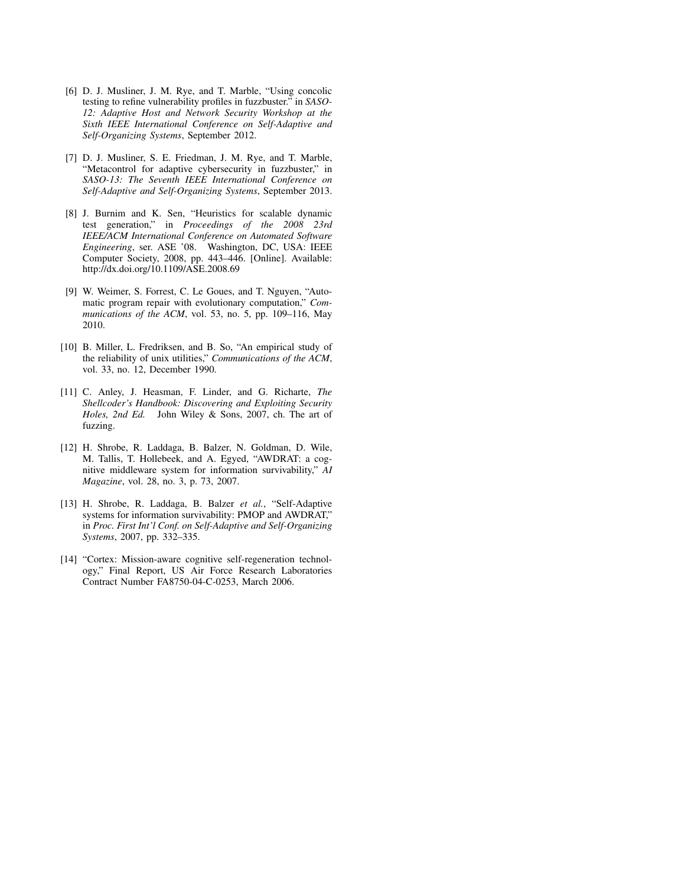[6] D. J. Musliner, J. M. Rye, and T. Marble, "Using concolic testing to refine vulnerability profiles in fuzzbuster." in *SASO-12: Adaptive Host and Network Security Workshop at the Sixth IEEE International Conference on Self-Adaptive and Self-Organizing Systems*, September 2012.

[7] D. J. Musliner, S. E. Friedman, J. M. Rye, and T. Marble, "Metacontrol for adaptive cybersecurity in fuzzbuster," in *SASO-13: The Seventh IEEE International Conference on Self-Adaptive and Self-Organizing Systems*, September 2013.

[8] J. Burnim and K. Sen, "Heuristics for scalable dynamic test generation," in *Proceedings of the 2008 23rd IEEE/ACM International Conference on Automated Software Engineering*, ser. ASE '08. Washington, DC, USA: IEEE Computer Society, 2008, pp. 443–446. [Online]. Available: http://dx.doi.org/10.1109/ASE.2008.69

[9] W. Weimer, S. Forrest, C. Le Goues, and T. Nguyen, "Automatic program repair with evolutionary computation," *Communications of the ACM*, vol. 53, no. 5, pp. 109–116, May 2010.

[10] B. Miller, L. Fredriksen, and B. So, "An empirical study of the reliability of unix utilities," *Communications of the ACM*, vol. 33, no. 12, December 1990.

[11] C. Anley, J. Heasman, F. Linder, and G. Richarte, *The Shellcoder's Handbook: Discovering and Exploiting Security Holes, 2nd Ed.* John Wiley & Sons, 2007, ch. The art of fuzzing.

[12] H. Shrobe, R. Laddaga, B. Balzer, N. Goldman, D. Wile, M. Tallis, T. Hollebeek, and A. Egyed, "AWDRAT: a cognitive middleware system for information survivability," *AI Magazine*, vol. 28, no. 3, p. 73, 2007.

[13] H. Shrobe, R. Laddaga, B. Balzer *et al.*, "Self-Adaptive systems for information survivability: PMOP and AWDRAT," in *Proc. First Int'l Conf. on Self-Adaptive and Self-Organizing Systems*, 2007, pp. 332–335.

[14] "Cortex: Mission-aware cognitive self-regeneration technology," Final Report, US Air Force Research Laboratories Contract Number FA8750-04-C-0253, March 2006.